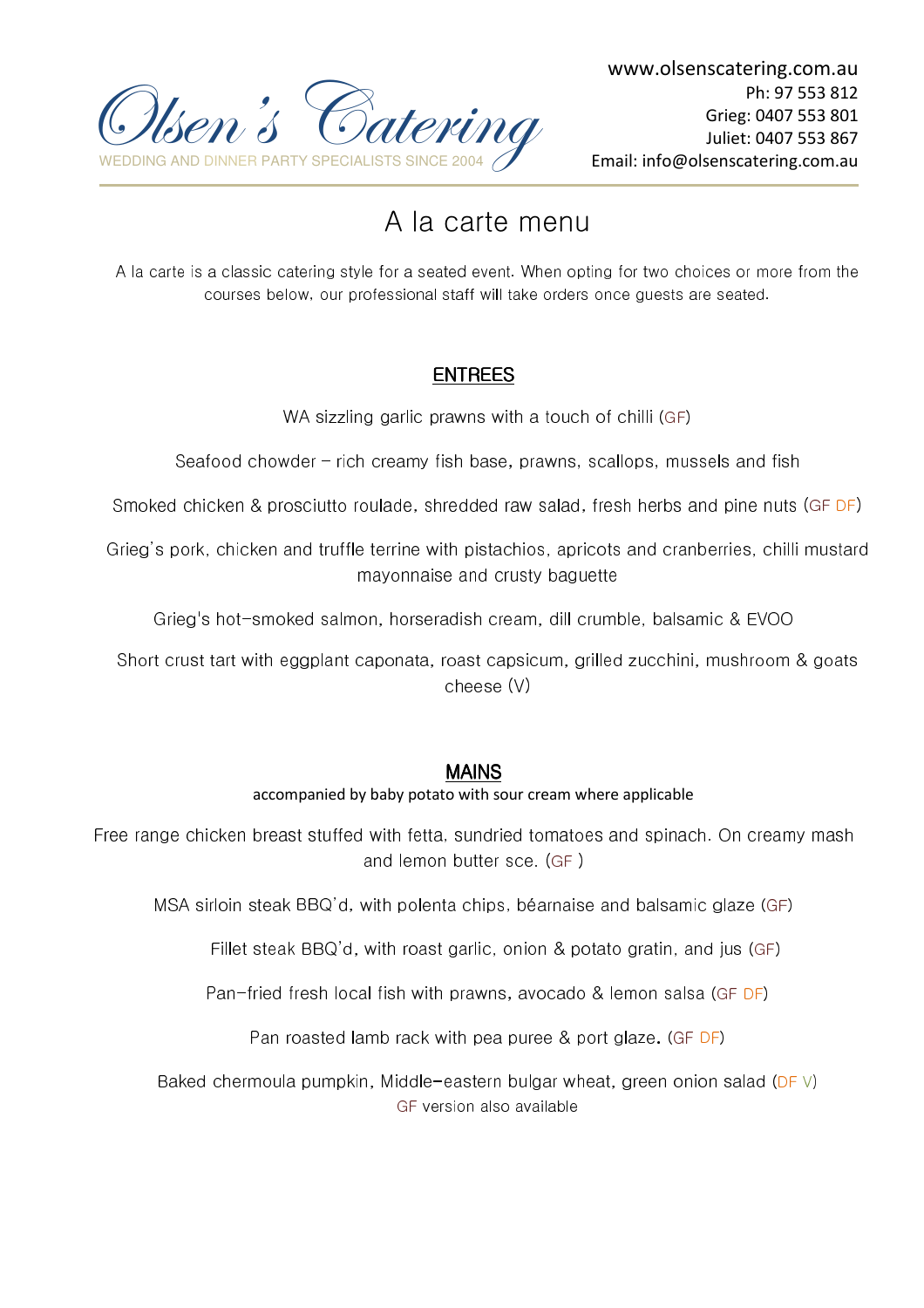# Olsen's Catering

WEDDING AND DINNER PARTY SPECIALISTS SINCE 2004

www.olsenscatering.com.au
Ph: 97 553 812
Grieg: 0407 553 801
Juliet: 0407 553 867
Email: info@olsenscatering.com.au

## A la carte menu

A la carte is a classic catering style for a seated event. When opting for two choices or more from the courses below, our professional staff will take orders once guests are seated.

### ENTREES

WA sizzling garlic prawns with a touch of chilli (GF)

Seafood chowder – rich creamy fish base, prawns, scallops, mussels and fish

Smoked chicken & prosciutto roulade, shredded raw salad, fresh herbs and pine nuts (GF DF)

Grieg's pork, chicken and truffle terrine with pistachios, apricots and cranberries, chilli mustard mayonnaise and crusty baguette

Grieg's hot-smoked salmon, horseradish cream, dill crumble, balsamic & EVOO

Short crust tart with eggplant caponata, roast capsicum, grilled zucchini, mushroom & goats cheese (V)

### MAINS

accompanied by baby potato with sour cream where applicable

Free range chicken breast stuffed with fetta, sundried tomatoes and spinach. On creamy mash and lemon butter sce. (GF )

MSA sirloin steak BBQ'd, with polenta chips, béarnaise and balsamic glaze (GF)

Fillet steak BBQ'd, with roast garlic, onion & potato gratin, and jus (GF)

Pan-fried fresh local fish with prawns, avocado & lemon salsa (GF DF)

Pan roasted lamb rack with pea puree & port glaze. (GF DF)

Baked chermoula pumpkin, Middle-eastern bulgar wheat, green onion salad (DF V)
GF version also available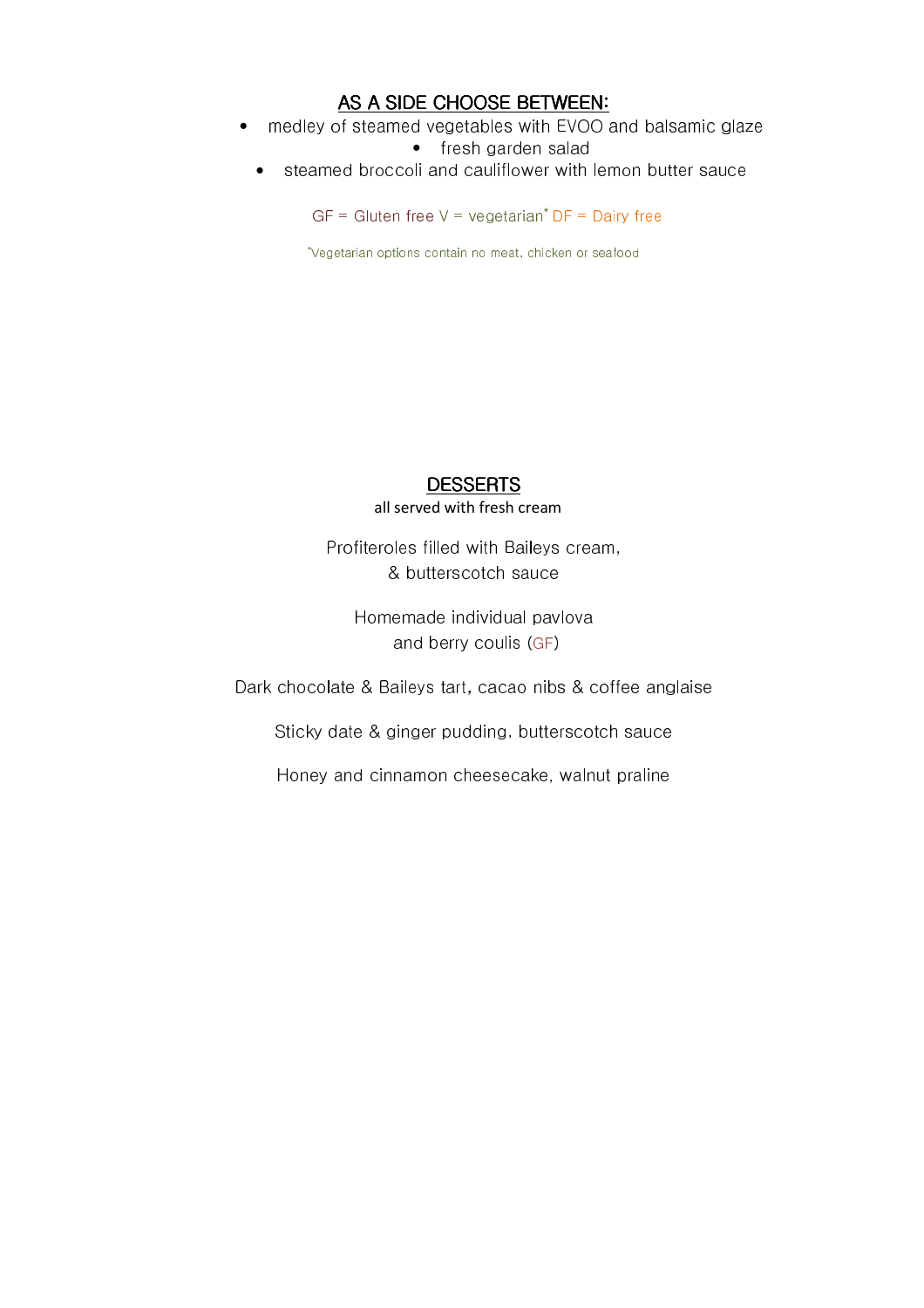## AS A SIDE CHOOSE BETWEEN:

- medley of steamed vegetables with EVOO and balsamic glaze
- fresh garden salad
- steamed broccoli and cauliflower with lemon butter sauce

GF = Gluten free V = vegetarian* DF = Dairy free

*Vegetarian options contain no meat, chicken or seafood

## DESSERTS

all served with fresh cream

Profiteroles filled with Baileys cream,
& butterscotch sauce

Homemade individual pavlova
and berry coulis (GF)

Dark chocolate & Baileys tart, cacao nibs & coffee anglaise

Sticky date & ginger pudding, butterscotch sauce

Honey and cinnamon cheesecake, walnut praline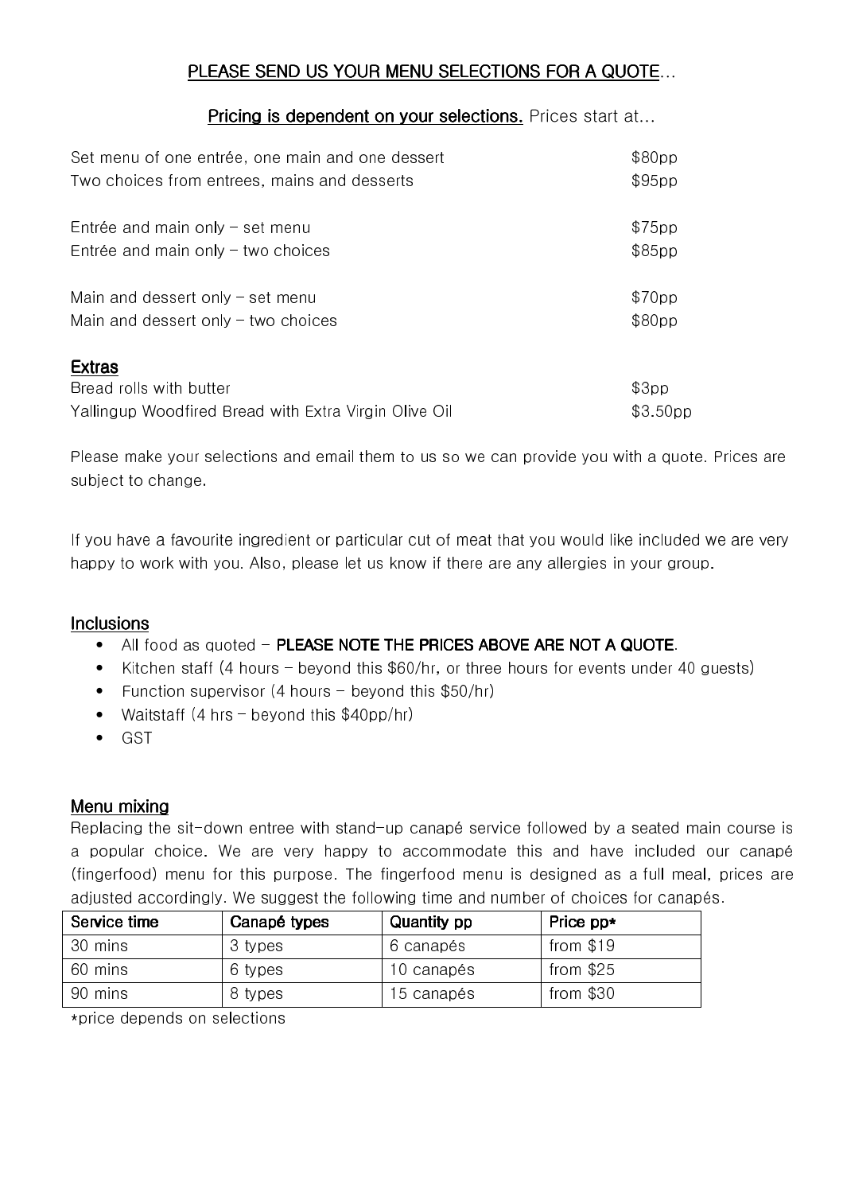## PLEASE SEND US YOUR MENU SELECTIONS FOR A QUOTE...

**Pricing is dependent on your selections.** Prices start at...

| | |
|---|---|
| Set menu of one entrée, one main and one dessert | $80pp |
| Two choices from entrees, mains and desserts | $95pp |
| Entrée and main only – set menu | $75pp |
| Entrée and main only – two choices | $85pp |
| Main and dessert only – set menu | $70pp |
| Main and dessert only – two choices | $80pp |

### Extras

| | |
|---|---|
| Bread rolls with butter | $3pp |
| Yallingup Woodfired Bread with Extra Virgin Olive Oil | $3.50pp |

Please make your selections and email them to us so we can provide you with a quote. Prices are subject to change.

If you have a favourite ingredient or particular cut of meat that you would like included we are very happy to work with you. Also, please let us know if there are any allergies in your group.

### Inclusions

- All food as quoted – **PLEASE NOTE THE PRICES ABOVE ARE NOT A QUOTE**.
- Kitchen staff (4 hours – beyond this $60/hr, or three hours for events under 40 guests)
- Function supervisor (4 hours – beyond this $50/hr)
- Waitstaff (4 hrs – beyond this $40pp/hr)
- GST

### Menu mixing

Replacing the sit-down entree with stand-up canapé service followed by a seated main course is a popular choice. We are very happy to accommodate this and have included our canapé (fingerfood) menu for this purpose. The fingerfood menu is designed as a full meal, prices are adjusted accordingly. We suggest the following time and number of choices for canapés.

| Service time | Canapé types | Quantity pp | Price pp* |
|---|---|---|---|
| 30 mins | 3 types | 6 canapés | from $19 |
| 60 mins | 6 types | 10 canapés | from $25 |
| 90 mins | 8 types | 15 canapés | from $30 |

*price depends on selections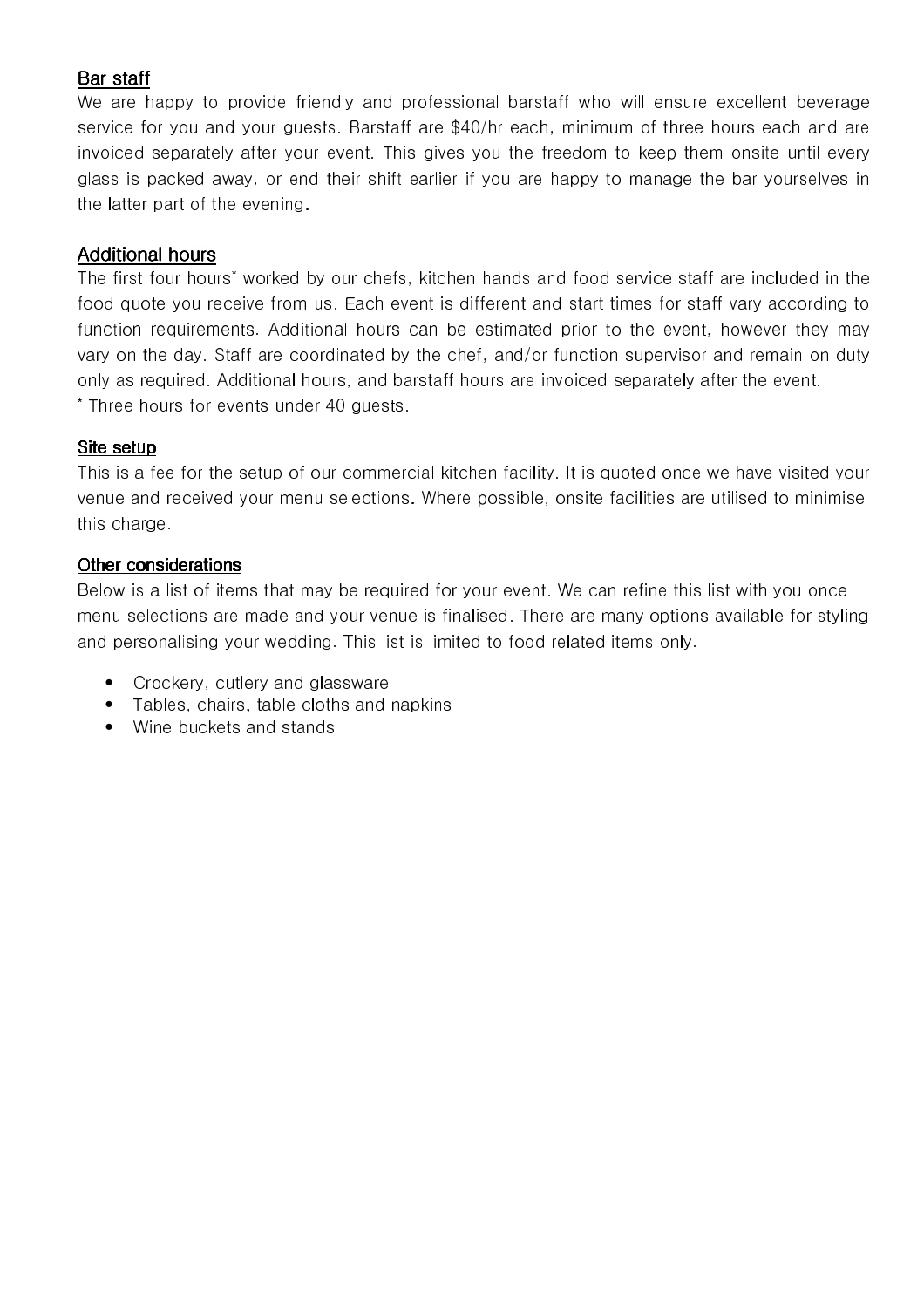## Bar staff

We are happy to provide friendly and professional barstaff who will ensure excellent beverage service for you and your guests. Barstaff are $40/hr each, minimum of three hours each and are invoiced separately after your event. This gives you the freedom to keep them onsite until every glass is packed away, or end their shift earlier if you are happy to manage the bar yourselves in the latter part of the evening.

## Additional hours

The first four hours* worked by our chefs, kitchen hands and food service staff are included in the food quote you receive from us. Each event is different and start times for staff vary according to function requirements. Additional hours can be estimated prior to the event, however they may vary on the day. Staff are coordinated by the chef, and/or function supervisor and remain on duty only as required. Additional hours, and barstaff hours are invoiced separately after the event.

* Three hours for events under 40 guests.

## Site setup

This is a fee for the setup of our commercial kitchen facility. It is quoted once we have visited your venue and received your menu selections. Where possible, onsite facilities are utilised to minimise this charge.

## Other considerations

Below is a list of items that may be required for your event. We can refine this list with you once menu selections are made and your venue is finalised. There are many options available for styling and personalising your wedding. This list is limited to food related items only.

- Crockery, cutlery and glassware
- Tables, chairs, table cloths and napkins
- Wine buckets and stands